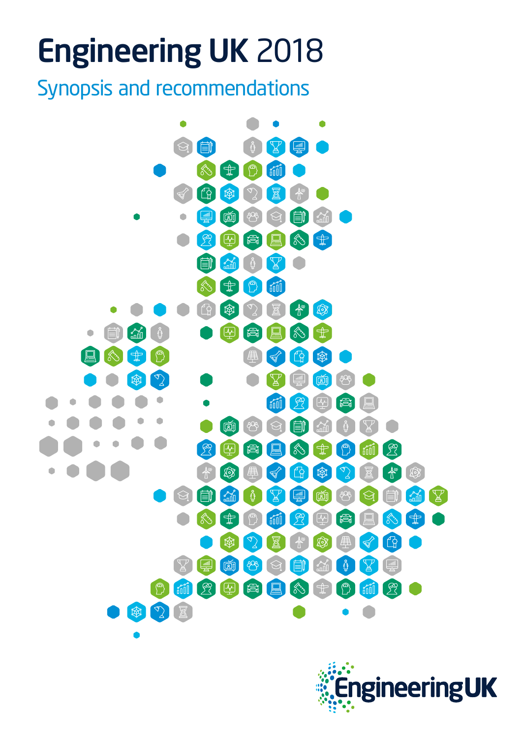# Engineering UK 2018

## Synopsis and recommendations

EngineeringUK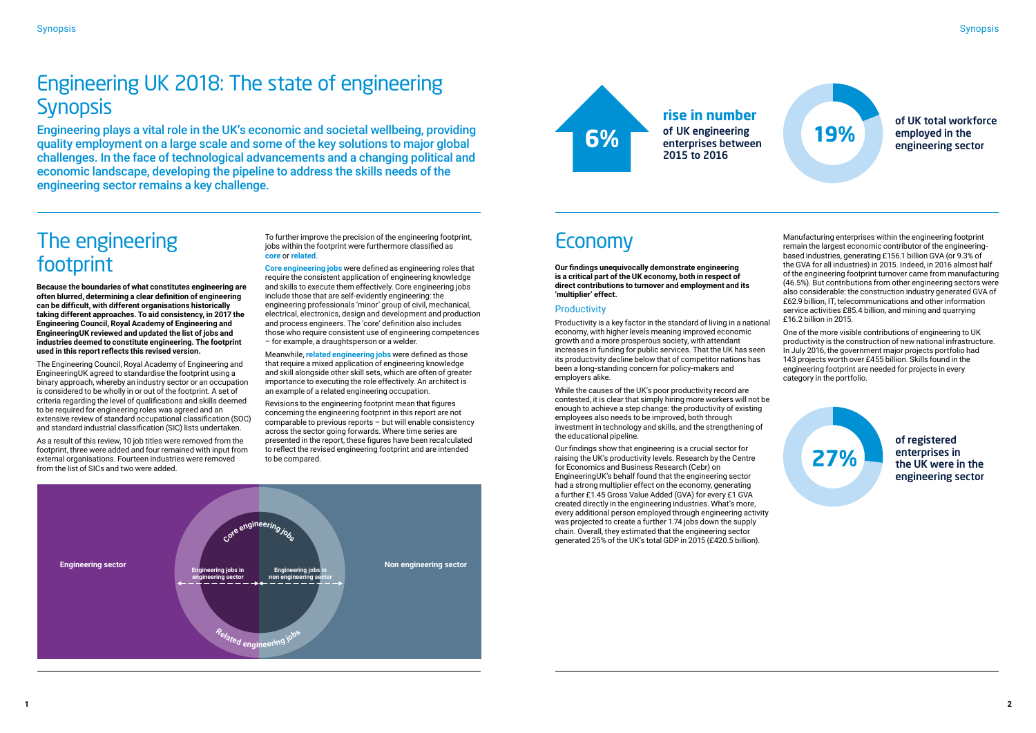# Engineering UK 2018: The state of engineering Synopsis

**Engineering plays a vital role in the UK's economic and societal wellbeing, providing quality employment on a large scale and some of the key solutions to major global challenges. In the face of technological advancements and a changing political and economic landscape, developing the pipeline to address the skills needs of the engineering sector remains a key challenge.**

## The engineering footprint

**Because the boundaries of what constitutes engineering are often blurred, determining a clear definition of engineering can be difficult, with different organisations historically taking different approaches. To aid consistency, in 2017 the Engineering Council, Royal Academy of Engineering and EngineeringUK reviewed and updated the list of jobs and industries deemed to constitute engineering. The footprint used in this report reflects this revised version.**

The Engineering Council, Royal Academy of Engineering and EngineeringUK agreed to standardise the footprint using a binary approach, whereby an industry sector or an occupation is considered to be wholly in or out of the footprint. A set of criteria regarding the level of qualifications and skills deemed to be required for engineering roles was agreed and an extensive review of standard occupational classification (SOC) and standard industrial classification (SIC) lists undertaken.

As a result of this review, 10 job titles were removed from the footprint, three were added and four remained with input from external organisations. Fourteen industries were removed from the list of SICs and two were added.

To further improve the precision of the engineering footprint, jobs within the footprint were furthermore classified as **core** or **related**.

**Core engineering jobs** were defined as engineering roles that require the consistent application of engineering knowledge and skills to execute them effectively. Core engineering jobs include those that are self-evidently engineering: the engineering professionals 'minor' group of civil, mechanical, electrical, electronics, design and development and production and process engineers. The 'core' definition also includes those who require consistent use of engineering competences – for example, a draughtsperson or a welder.

Meanwhile, **related engineering jobs** were defined as those that require a mixed application of engineering knowledge and skill alongside other skill sets, which are often of greater importance to executing the role effectively. An architect is an example of a related engineering occupation.

Revisions to the engineering footprint mean that figures concerning the engineering footprint in this report are not comparable to previous reports – but will enable consistency across the sector going forwards. Where time series are presented in the report, these figures have been recalculated to reflect the revised engineering footprint and are intended to be compared.

Engineering sector | Core engineering jobs | Engineering jobs in engineering sector | Engineering jobs in non engineering sector | Related engineering jobs | Non engineering sector

**6%** **rise in number** of UK engineering enterprises between 2015 to 2016

**19%** of UK total workforce employed in the engineering sector

## Economy

**Our findings unequivocally demonstrate engineering is a critical part of the UK economy, both in respect of direct contributions to turnover and employment and its 'multiplier' effect.**

### Productivity

Productivity is a key factor in the standard of living in a national economy, with higher levels meaning improved economic growth and a more prosperous society, with attendant increases in funding for public services. That the UK has seen its productivity decline below that of competitor nations has been a long-standing concern for policy-makers and employers alike.

While the causes of the UK's poor productivity record are contested, it is clear that simply hiring more workers will not be enough to achieve a step change: the productivity of existing employees also needs to be improved, both through investment in technology and skills, and the strengthening of the educational pipeline.

Our findings show that engineering is a crucial sector for raising the UK's productivity levels. Research by the Centre for Economics and Business Research (Cebr) on EngineeringUK's behalf found that the engineering sector had a strong multiplier effect on the economy, generating a further £1.45 Gross Value Added (GVA) for every £1 GVA created directly in the engineering industries. What's more, every additional person employed through engineering activity was projected to create a further 1.74 jobs down the supply chain. Overall, they estimated that the engineering sector generated 25% of the UK's total GDP in 2015 (£420.5 billion).

Manufacturing enterprises within the engineering footprint remain the largest economic contributor of the engineering-based industries, generating £156.1 billion GVA (or 9.3% of the GVA for all industries) in 2015. Indeed, in 2016 almost half of the engineering footprint turnover came from manufacturing (46.5%). But contributions from other engineering sectors were also considerable: the construction industry generated GVA of £62.9 billion, IT, telecommunications and other information service activities £85.4 billion, and mining and quarrying £16.2 billion in 2015.

One of the more visible contributions of engineering to UK productivity is the construction of new national infrastructure. In July 2016, the government major projects portfolio had 143 projects worth over £455 billion. Skills found in the engineering footprint are needed for projects in every category in the portfolio.

**27%** of registered enterprises in the UK were in the engineering sector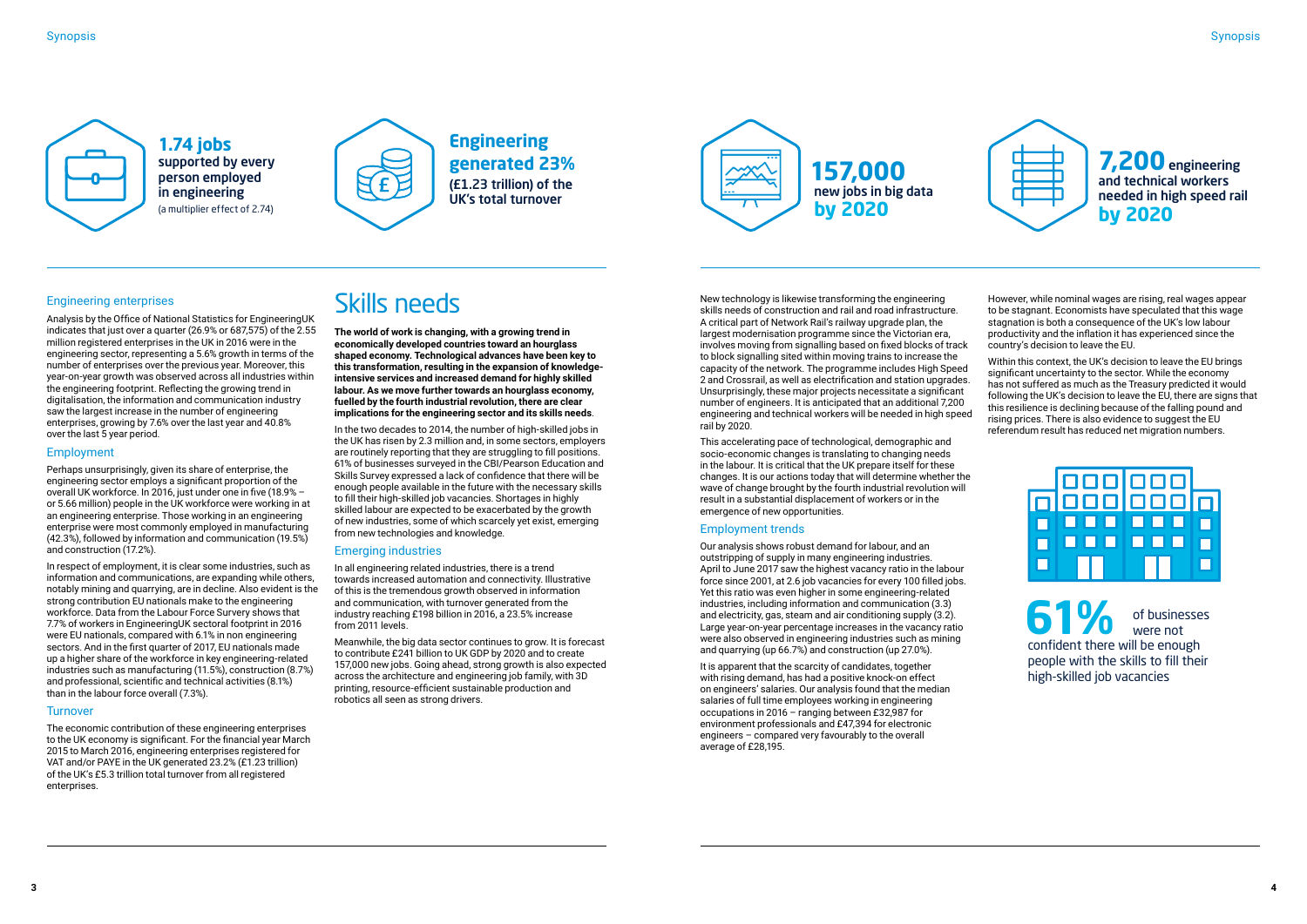**1.74 jobs** supported by every person employed in engineering (a multiplier effect of 2.74)

**Engineering generated 23%** (£1.23 trillion) of the UK's total turnover

**157,000** new jobs in big data **by 2020**

**7,200** engineering and technical workers needed in high speed rail **by 2020**

### Engineering enterprises

Analysis by the Office of National Statistics for EngineeringUK indicates that just over a quarter (26.9% or 687,575) of the 2.55 million registered enterprises in the UK in 2016 were in the engineering sector, representing a 5.6% growth in terms of the number of enterprises over the previous year. Moreover, this year-on-year growth was observed across all industries within the engineering footprint. Reflecting the growing trend in digitalisation, the information and communication industry saw the largest increase in the number of engineering enterprises, growing by 7.6% over the last year and 40.8% over the last 5 year period.

### Employment

Perhaps unsurprisingly, given its share of enterprise, the engineering sector employs a significant proportion of the overall UK workforce. In 2016, just under one in five (18.9% – or 5.66 million) people in the UK workforce were working in at an engineering enterprise. Those working in an engineering enterprise were most commonly employed in manufacturing (42.3%), followed by information and communication (19.5%) and construction (17.2%).

In respect of employment, it is clear some industries, such as information and communications, are expanding while others, notably mining and quarrying, are in decline. Also evident is the strong contribution EU nationals make to the engineering workforce. Data from the Labour Force Survery shows that 7.7% of workers in EngineeringUK sectoral footprint in 2016 were EU nationals, compared with 6.1% in non engineering sectors. And in the first quarter of 2017, EU nationals made up a higher share of the workforce in key engineering-related industries such as manufacturing (11.5%), construction (8.7%) and professional, scientific and technical activities (8.1%) than in the labour force overall (7.3%).

### Turnover

The economic contribution of these engineering enterprises to the UK economy is significant. For the financial year March 2015 to March 2016, engineering enterprises registered for VAT and/or PAYE in the UK generated 23.2% (£1.23 trillion) of the UK's £5.3 trillion total turnover from all registered enterprises.

# Skills needs

**The world of work is changing, with a growing trend in economically developed countries toward an hourglass shaped economy. Technological advances have been key to this transformation, resulting in the expansion of knowledge-intensive services and increased demand for highly skilled labour. As we move further towards an hourglass economy, fuelled by the fourth industrial revolution, there are clear implications for the engineering sector and its skills needs**.

In the two decades to 2014, the number of high-skilled jobs in the UK has risen by 2.3 million and, in some sectors, employers are routinely reporting that they are struggling to fill positions. 61% of businesses surveyed in the CBI/Pearson Education and Skills Survey expressed a lack of confidence that there will be enough people available in the future with the necessary skills to fill their high-skilled job vacancies. Shortages in highly skilled labour are expected to be exacerbated by the growth of new industries, some of which scarcely yet exist, emerging from new technologies and knowledge.

### Emerging industries

In all engineering related industries, there is a trend towards increased automation and connectivity. Illustrative of this is the tremendous growth observed in information and communication, with turnover generated from the industry reaching £198 billion in 2016, a 23.5% increase from 2011 levels.

Meanwhile, the big data sector continues to grow. It is forecast to contribute £241 billion to UK GDP by 2020 and to create 157,000 new jobs. Going ahead, strong growth is also expected across the architecture and engineering job family, with 3D printing, resource-efficient sustainable production and robotics all seen as strong drivers.

New technology is likewise transforming the engineering skills needs of construction and rail and road infrastructure. A critical part of Network Rail's railway upgrade plan, the largest modernisation programme since the Victorian era, involves moving from signalling based on fixed blocks of track to block signalling sited within moving trains to increase the capacity of the network. The programme includes High Speed 2 and Crossrail, as well as electrification and station upgrades. Unsurprisingly, these major projects necessitate a significant number of engineers. It is anticipated that an additional 7,200 engineering and technical workers will be needed in high speed rail by 2020.

This accelerating pace of technological, demographic and socio-economic changes is translating to changing needs in the labour. It is critical that the UK prepare itself for these changes. It is our actions today that will determine whether the wave of change brought by the fourth industrial revolution will result in a substantial displacement of workers or in the emergence of new opportunities.

### Employment trends

Our analysis shows robust demand for labour, and an outstripping of supply in many engineering industries. April to June 2017 saw the highest vacancy ratio in the labour force since 2001, at 2.6 job vacancies for every 100 filled jobs. Yet this ratio was even higher in some engineering-related industries, including information and communication (3.3) and electricity, gas, steam and air conditioning supply (3.2). Large year-on-year percentage increases in the vacancy ratio were also observed in engineering industries such as mining and quarrying (up 66.7%) and construction (up 27.0%).

It is apparent that the scarcity of candidates, together with rising demand, has had a positive knock-on effect on engineers' salaries. Our analysis found that the median salaries of full time employees working in engineering occupations in 2016 – ranging between £32,987 for environment professionals and £47,394 for electronic engineers – compared very favourably to the overall average of £28,195.

However, while nominal wages are rising, real wages appear to be stagnant. Economists have speculated that this wage stagnation is both a consequence of the UK's low labour productivity and the inflation it has experienced since the country's decision to leave the EU.

Within this context, the UK's decision to leave the EU brings significant uncertainty to the sector. While the economy has not suffered as much as the Treasury predicted it would following the UK's decision to leave the EU, there are signs that this resilience is declining because of the falling pound and rising prices. There is also evidence to suggest the EU referendum result has reduced net migration numbers.

**61%** of businesses were not confident there will be enough people with the skills to fill their high-skilled job vacancies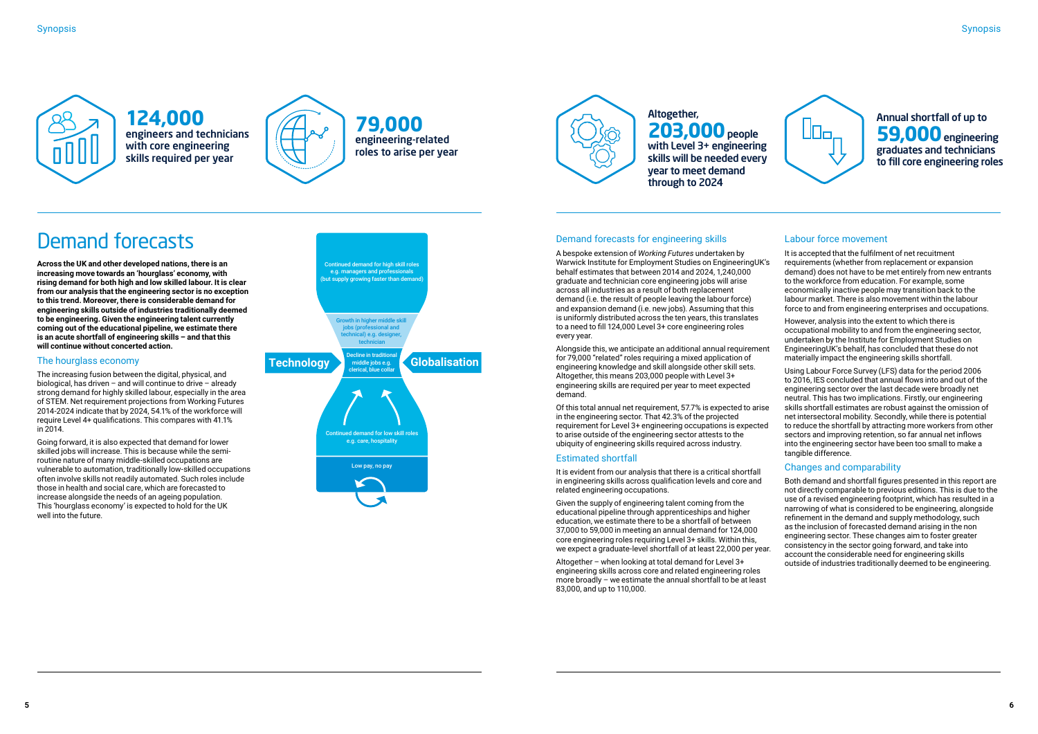**124,000**
engineers and technicians with core engineering skills required per year

**79,000**
engineering-related roles to arise per year

Altogether, **203,000** people with Level 3+ engineering skills will be needed every year to meet demand through to 2024

Annual shortfall of up to **59,000** engineering graduates and technicians to fill core engineering roles

# Demand forecasts

**Across the UK and other developed nations, there is an increasing move towards an 'hourglass' economy, with rising demand for both high and low skilled labour. It is clear from our analysis that the engineering sector is no exception to this trend. Moreover, there is considerable demand for engineering skills outside of industries traditionally deemed to be engineering. Given the engineering talent currently coming out of the educational pipeline, we estimate there is an acute shortfall of engineering skills – and that this will continue without concerted action.**

## The hourglass economy

The increasing fusion between the digital, physical, and biological, has driven – and will continue to drive – already strong demand for highly skilled labour, especially in the area of STEM. Net requirement projections from Working Futures 2014-2024 indicate that by 2024, 54.1% of the workforce will require Level 4+ qualifications. This compares with 41.1% in 2014.

Going forward, it is also expected that demand for lower skilled jobs will increase. This is because while the semi-routine nature of many middle-skilled occupations are vulnerable to automation, traditionally low-skilled occupations often involve skills not readily automated. Such roles include those in health and social care, which are forecasted to increase alongside the needs of an ageing population. This 'hourglass economy' is expected to hold for the UK well into the future.

Continued demand for high skill roles e.g. managers and professionals (but supply growing faster than demand)

Growth in higher middle skill jobs (professional and technical) e.g. designer, technician

Technology

Decline in traditional middle jobs e.g. clerical, blue collar

Globalisation

Continued demand for low skill roles e.g. care, hospitality

Low pay, no pay

## Demand forecasts for engineering skills

A bespoke extension of *Working Futures* undertaken by Warwick Institute for Employment Studies on EngineeringUK's behalf estimates that between 2014 and 2024, 1,240,000 graduate and technician core engineering jobs will arise across all industries as a result of both replacement demand (i.e. the result of people leaving the labour force) and expansion demand (i.e. new jobs). Assuming that this is uniformly distributed across the ten years, this translates to a need to fill 124,000 Level 3+ core engineering roles every year.

Alongside this, we anticipate an additional annual requirement for 79,000 "related" roles requiring a mixed application of engineering knowledge and skill alongside other skill sets. Altogether, this means 203,000 people with Level 3+ engineering skills are required per year to meet expected demand.

Of this total annual net requirement, 57.7% is expected to arise in the engineering sector. That 42.3% of the projected requirement for Level 3+ engineering occupations is expected to arise outside of the engineering sector attests to the ubiquity of engineering skills required across industry.

## Estimated shortfall

It is evident from our analysis that there is a critical shortfall in engineering skills across qualification levels and core and related engineering occupations.

Given the supply of engineering talent coming from the educational pipeline through apprenticeships and higher education, we estimate there to be a shortfall of between 37,000 to 59,000 in meeting an annual demand for 124,000 core engineering roles requiring Level 3+ skills. Within this, we expect a graduate-level shortfall of at least 22,000 per year.

Altogether – when looking at total demand for Level 3+ engineering skills across core and related engineering roles more broadly – we estimate the annual shortfall to be at least 83,000, and up to 110,000.

## Labour force movement

It is accepted that the fulfilment of net recuitment requirements (whether from replacement or expansion demand) does not have to be met entirely from new entrants to the workforce from education. For example, some economically inactive people may transition back to the labour market. There is also movement within the labour force to and from engineering enterprises and occupations.

However, analysis into the extent to which there is occupational mobility to and from the engineering sector, undertaken by the Institute for Employment Studies on EngineeringUK's behalf, has concluded that these do not materially impact the engineering skills shortfall.

Using Labour Force Survey (LFS) data for the period 2006 to 2016, IES concluded that annual flows into and out of the engineering sector over the last decade were broadly net neutral. This has two implications. Firstly, our engineering skills shortfall estimates are robust against the omission of net intersectoral mobility. Secondly, while there is potential to reduce the shortfall by attracting more workers from other sectors and improving retention, so far annual net inflows into the engineering sector have been too small to make a tangible difference.

## Changes and comparability

Both demand and shortfall figures presented in this report are not directly comparable to previous editions. This is due to the use of a revised engineering footprint, which has resulted in a narrowing of what is considered to be engineering, alongside refinement in the demand and supply methodology, such as the inclusion of forecasted demand arising in the non engineering sector. These changes aim to foster greater consistency in the sector going forward, and take into account the considerable need for engineering skills outside of industries traditionally deemed to be engineering.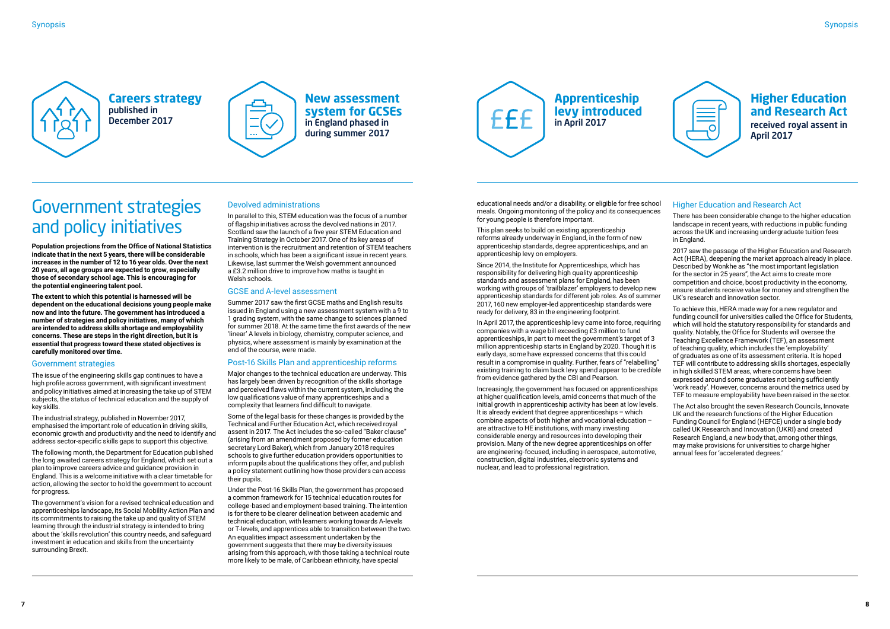**Careers strategy** published in December 2017

**New assessment system for GCSEs** in England phased in during summer 2017

**Apprenticeship levy introduced** in April 2017

**Higher Education and Research Act** received royal assent in April 2017

# Government strategies and policy initiatives

**Population projections from the Office of National Statistics indicate that in the next 5 years, there will be considerable increases in the number of 12 to 16 year olds. Over the next 20 years, all age groups are expected to grow, especially those of secondary school age. This is encouraging for the potential engineering talent pool.**

**The extent to which this potential is harnessed will be dependent on the educational decisions young people make now and into the future. The government has introduced a number of strategies and policy initiatives, many of which are intended to address skills shortage and employability concerns. These are steps in the right direction, but it is essential that progress toward these stated objectives is carefully monitored over time.**

## Government strategies

The issue of the engineering skills gap continues to have a high profile across government, with significant investment and policy initiatives aimed at increasing the take up of STEM subjects, the status of technical education and the supply of key skills.

The industrial strategy, published in November 2017, emphasised the important role of education in driving skills, economic growth and productivity and the need to identify and address sector-specific skills gaps to support this objective.

The following month, the Department for Education published the long awaited careers strategy for England, which set out a plan to improve careers advice and guidance provision in England. This is a welcome initiative with a clear timetable for action, allowing the sector to hold the government to account for progress.

The government's vision for a revised technical education and apprenticeships landscape, its Social Mobility Action Plan and its commitments to raising the take up and quality of STEM learning through the industrial strategy is intended to bring about the 'skills revolution' this country needs, and safeguard investment in education and skills from the uncertainty surrounding Brexit.

## Devolved administrations

In parallel to this, STEM education was the focus of a number of flagship initiatives across the devolved nations in 2017. Scotland saw the launch of a five year STEM Education and Training Strategy in October 2017. One of its key areas of intervention is the recruitment and retention of STEM teachers in schools, which has been a significant issue in recent years. Likewise, last summer the Welsh government announced a £3.2 million drive to improve how maths is taught in Welsh schools.

## GCSE and A-level assessment

Summer 2017 saw the first GCSE maths and English results issued in England using a new assessment system with a 9 to 1 grading system, with the same change to sciences planned for summer 2018. At the same time the first awards of the new 'linear' A levels in biology, chemistry, computer science, and physics, where assessment is mainly by examination at the end of the course, were made.

## Post-16 Skills Plan and apprenticeship reforms

Major changes to the technical education are underway. This has largely been driven by recognition of the skills shortage and perceived flaws within the current system, including the low qualifications value of many apprenticeships and a complexity that learners find difficult to navigate.

Some of the legal basis for these changes is provided by the Technical and Further Education Act, which received royal assent in 2017. The Act includes the so-called "Baker clause" (arising from an amendment proposed by former education secretary Lord Baker), which from January 2018 requires schools to give further education providers opportunities to inform pupils about the qualifications they offer, and publish a policy statement outlining how those providers can access their pupils.

Under the Post-16 Skills Plan, the government has proposed a common framework for 15 technical education routes for college-based and employment-based training. The intention is for there to be clearer delineation between academic and technical education, with learners working towards A-levels or T-levels, and apprentices able to transition between the two. An equalities impact assessment undertaken by the government suggests that there may be diversity issues arising from this approach, with those taking a technical route more likely to be male, of Caribbean ethnicity, have special educational needs and/or a disability, or eligible for free school meals. Ongoing monitoring of the policy and its consequences for young people is therefore important.

This plan seeks to build on existing apprenticeship reforms already underway in England, in the form of new apprenticeship standards, degree apprenticeships, and an apprenticeship levy on employers.

Since 2014, the Institute for Apprenticeships, which has responsibility for delivering high quality apprenticeship standards and assessment plans for England, has been working with groups of 'trailblazer' employers to develop new apprenticeship standards for different job roles. As of summer 2017, 160 new employer-led apprenticeship standards were ready for delivery, 83 in the engineering footprint.

In April 2017, the apprenticeship levy came into force, requiring companies with a wage bill exceeding £3 million to fund apprenticeships, in part to meet the government's target of 3 million apprenticeship starts in England by 2020. Though it is early days, some have expressed concerns that this could result in a compromise in quality. Further, fears of "relabelling" existing training to claim back levy spend appear to be credible from evidence gathered by the CBI and Pearson.

Increasingly, the government has focused on apprenticeships at higher qualification levels, amid concerns that much of the initial growth in apprenticeship activity has been at low levels. It is already evident that degree apprenticeships – which combine aspects of both higher and vocational education – are attractive to HE institutions, with many investing considerable energy and resources into developing their provision. Many of the new degree apprenticeships on offer are engineering-focused, including in aerospace, automotive, construction, digital industries, electronic systems and nuclear, and lead to professional registration.

## Higher Education and Research Act

There has been considerable change to the higher education landscape in recent years, with reductions in public funding across the UK and increasing undergraduate tuition fees in England.

2017 saw the passage of the Higher Education and Research Act (HERA), deepening the market approach already in place. Described by Wonkhe as "the most important legislation for the sector in 25 years", the Act aims to create more competition and choice, boost productivity in the economy, ensure students receive value for money and strengthen the UK's research and innovation sector.

To achieve this, HERA made way for a new regulator and funding council for universities called the Office for Students, which will hold the statutory responsibility for standards and quality. Notably, the Office for Students will oversee the Teaching Excellence Framework (TEF), an assessment of teaching quality, which includes the 'employability' of graduates as one of its assessment criteria. It is hoped TEF will contribute to addressing skills shortages, especially in high skilled STEM areas, where concerns have been expressed around some graduates not being sufficiently 'work ready'. However, concerns around the metrics used by TEF to measure employability have been raised in the sector.

The Act also brought the seven Research Councils, Innovate UK and the research functions of the Higher Education Funding Council for England (HEFCE) under a single body called UK Research and Innovation (UKRI) and created Research England, a new body that, among other things, may make provisions for universities to charge higher annual fees for 'accelerated degrees.'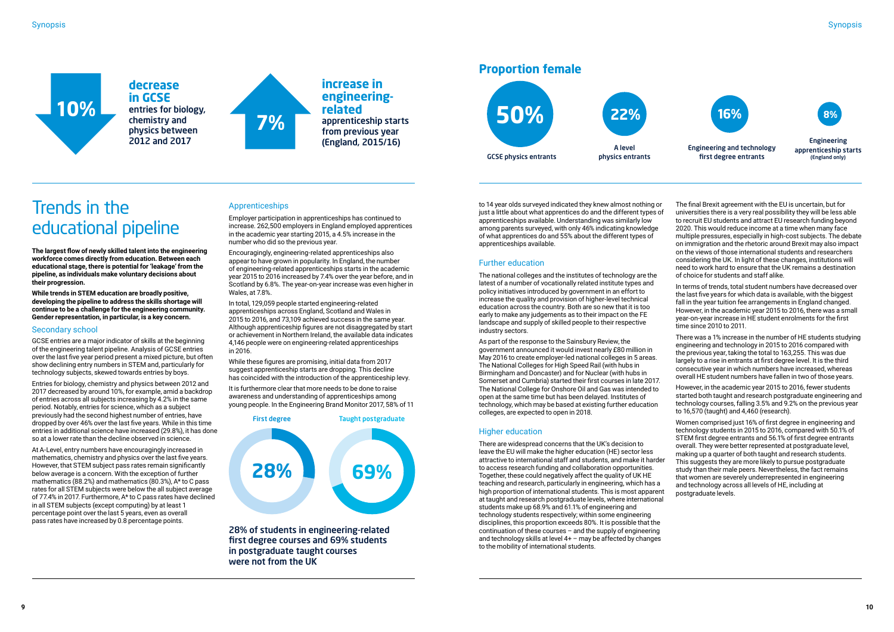**10%** decrease in GCSE entries for biology, chemistry and physics between 2012 and 2017

**7%** increase in engineering-related apprenticeship starts from previous year (England, 2015/16)

## Proportion female

- **50%** GCSE physics entrants
- **22%** A level physics entrants
- **16%** Engineering and technology first degree entrants
- **8%** Engineering apprenticeship starts (England only)

# Trends in the educational pipeline

**The largest flow of newly skilled talent into the engineering workforce comes directly from education. Between each educational stage, there is potential for 'leakage' from the pipeline, as individuals make voluntary decisions about their progression.**

**While trends in STEM education are broadly positive, developing the pipeline to address the skills shortage will continue to be a challenge for the engineering community. Gender representation, in particular, is a key concern.**

## Secondary school

GCSE entries are a major indicator of skills at the beginning of the engineering talent pipeline. Analysis of GCSE entries over the last five year period present a mixed picture, but often show declining entry numbers in STEM and, particularly for technology subjects, skewed towards entries by boys.

Entries for biology, chemistry and physics between 2012 and 2017 decreased by around 10%, for example, amid a backdrop of entries across all subjects increasing by 4.2% in the same period. Notably, entries for science, which as a subject previously had the second highest number of entries, have dropped by over 46% over the last five years. While in this time entries in additional science have increased (29.8%), it has done so at a lower rate than the decline observed in science.

At A-Level, entry numbers have encouragingly increased in mathematics, chemistry and physics over the last five years. However, that STEM subject pass rates remain significantly below average is a concern. With the exception of further mathematics (88.2%) and mathematics (80.3%), A* to C pass rates for all STEM subjects were below the all subject average of 77.4% in 2017. Furthermore, A* to C pass rates have declined in all STEM subjects (except computing) by at least 1 percentage point over the last 5 years, even as overall pass rates have increased by 0.8 percentage points.

## Apprenticeships

Employer participation in apprenticeships has continued to increase. 262,500 employers in England employed apprentices in the academic year starting 2015, a 4.5% increase in the number who did so the previous year.

Encouragingly, engineering-related apprenticeships also appear to have grown in popularity. In England, the number of engineering-related apprenticeships starts in the academic year 2015 to 2016 increased by 7.4% over the year before, and in Scotland by 6.8%. The year-on-year increase was even higher in Wales, at 7.8%.

In total, 129,059 people started engineering-related apprenticeships across England, Scotland and Wales in 2015 to 2016, and 73,109 achieved success in the same year. Although apprenticeship figures are not disaggregated by start or achievement in Northern Ireland, the available data indicates 4,146 people were on engineering-related apprenticeships in 2016.

While these figures are promising, initial data from 2017 suggest apprenticeship starts are dropping. This decline has coincided with the introduction of the apprenticeship levy.

It is furthermore clear that more needs to be done to raise awareness and understanding of apprenticeships among young people. In the Engineering Brand Monitor 2017, 58% of 11 to 14 year olds surveyed indicated they knew almost nothing or just a little about what apprentices do and the different types of apprenticeships available. Understanding was similarly low among parents surveyed, with only 46% indicating knowledge of what apprentices do and 55% about the different types of apprenticeships available.

First degree: **28%** | Taught postgraduate: **69%**

28% of students in engineering-related first degree courses and 69% students in postgraduate taught courses were not from the UK

## Further education

The national colleges and the institutes of technology are the latest of a number of vocationally related institute types and policy initiatives introduced by government in an effort to increase the quality and provision of higher-level technical education across the country. Both are so new that it is too early to make any judgements as to their impact on the FE landscape and supply of skilled people to their respective industry sectors.

As part of the response to the Sainsbury Review, the government announced it would invest nearly £80 million in May 2016 to create employer-led national colleges in 5 areas. The National Colleges for High Speed Rail (with hubs in Birmingham and Doncaster) and for Nuclear (with hubs in Somerset and Cumbria) started their first courses in late 2017. The National College for Onshore Oil and Gas was intended to open at the same time but has been delayed. Institutes of technology, which may be based at existing further education colleges, are expected to open in 2018.

## Higher education

There are widespread concerns that the UK's decision to leave the EU will make the higher education (HE) sector less attractive to international staff and students, and make it harder to access research funding and collaboration opportunities. Together, these could negatively affect the quality of UK HE teaching and research, particularly in engineering, which has a high proportion of international students. This is most apparent at taught and research postgraduate levels, where international students make up 68.9% and 61.1% of engineering and technology students respectively; within some engineering disciplines, this proportion exceeds 80%. It is possible that the continuation of these courses – and the supply of engineering and technology skills at level 4+ – may be affected by changes to the mobility of international students.

The final Brexit agreement with the EU is uncertain, but for universities there is a very real possibility they will be less able to recruit EU students and attract EU research funding beyond 2020. This would reduce income at a time when many face multiple pressures, especially in high-cost subjects. The debate on immigration and the rhetoric around Brexit may also impact on the views of those international students and researchers considering the UK. In light of these changes, institutions will need to work hard to ensure that the UK remains a destination of choice for students and staff alike.

In terms of trends, total student numbers have decreased over the last five years for which data is available, with the biggest fall in the year tuition fee arrangements in England changed. However, in the academic year 2015 to 2016, there was a small year-on-year increase in HE student enrolments for the first time since 2010 to 2011.

There was a 1% increase in the number of HE students studying engineering and technology in 2015 to 2016 compared with the previous year, taking the total to 163,255. This was due largely to a rise in entrants at first degree level. It is the third consecutive year in which numbers have increased, whereas overall HE student numbers have fallen in two of those years.

However, in the academic year 2015 to 2016, fewer students started both taught and research postgraduate engineering and technology courses, falling 3.5% and 9.2% on the previous year to 16,570 (taught) and 4,460 (research).

Women comprised just 16% of first degree in engineering and technology students in 2015 to 2016, compared with 50.1% of STEM first degree entrants and 56.1% of first degree entrants overall. They were better represented at postgraduate level, making up a quarter of both taught and research students. This suggests they are more likely to pursue postgraduate study than their male peers. Nevertheless, the fact remains that women are severely underrepresented in engineering and technology across all levels of HE, including at postgraduate levels.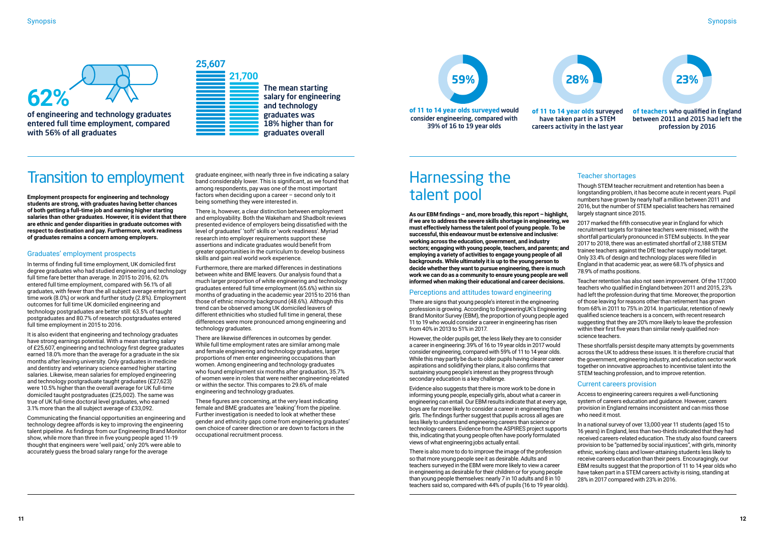62%

of engineering and technology graduates entered full time employment, compared with 56% of all graduates

25,607

21,700

The mean starting salary for engineering and technology graduates was 18% higher than for graduates overall

# Transition to employment

**Employment prospects for engineering and technology students are strong, with graduates having better chances of both getting a full-time job and earning higher starting salaries than other graduates. However, it is evident that there are ethnic and gender disparities in graduate outcomes with respect to destination and pay. Furthermore, work readiness of graduates remains a concern among employers.**

## Graduates' employment prospects

In terms of finding full time employment, UK domiciled first degree graduates who had studied engineering and technology full time fare better than average. In 2015 to 2016, 62.0% entered full time employment, compared with 56.1% of all graduates, with fewer than the all subject average entering part time work (8.0%) or work and further study (2.8%). Employment outcomes for full time UK domiciled engineering and technology postgraduates are better still: 63.5% of taught postgraduates and 80.7% of research postgraduates entered full time employment in 2015 to 2016.

It is also evident that engineering and technology graduates have strong earnings potential. With a mean starting salary of £25,607, engineering and technology first degree graduates earned 18.0% more than the average for a graduate in the six months after leaving university. Only graduates in medicine and dentistry and veterinary science earned higher starting salaries. Likewise, mean salaries for employed engineering and technology postgraduate taught graduates (£27,623) were 10.5% higher than the overall average for UK full-time domiciled taught postgraduates (£25,002). The same was true of UK full-time doctoral level graduates, who earned 3.1% more than the all subject average of £33,092.

Communicating the financial opportunities an engineering and technology degree affords is key to improving the engineering talent pipeline. As findings from our Engineering Brand Monitor show, while more than three in five young people aged 11-19 thought that engineers were 'well paid,' only 20% were able to accurately guess the broad salary range for the average graduate engineer, with nearly three in five indicating a salary band considerably lower. This is significant, as we found that among respondents, pay was one of the most important factors when deciding upon a career – second only to it being something they were interested in.

There is, however, a clear distinction between employment and employability. Both the Wakeham and Shadbolt reviews presented evidence of employers being dissatisfied with the level of graduates' 'soft' skills or 'work readiness'. Myriad research into employer requirements support these assertions and indicate graduates would benefit from greater opportunities in the curriculum to develop business skills and gain real world work experience.

Furthermore, there are marked differences in destinations between white and BME leavers. Our analysis found that a much larger proportion of white engineering and technology graduates entered full time employment (65.6%) within six months of graduating in the academic year 2015 to 2016 than those of ethnic minority background (48.6%). Although this trend can be observed among UK domiciled leavers of different ethnicities who studied full time in general, these differences were more pronounced among engineering and technology graduates.

There are likewise differences in outcomes by gender. While full time employment rates are similar among male and female engineering and technology graduates, larger proportions of men enter engineering occupations than women. Among engineering and technology graduates who found employment six months after graduation, 35.7% of women were in roles that were neither engineering-related or within the sector. This compares to 29.6% of male engineering and technology graduates.

These figures are concerning, at the very least indicating female and BME graduates are 'leaking' from the pipeline. Further investigation is needed to look at whether these gender and ethnicity gaps come from engineering graduates' own choice of career direction or are down to factors in the occupational recruitment process.

59%

**of 11 to 14 year olds surveyed** would consider engineering, compared with 39% of 16 to 19 year olds

28%

**of 11 to 14 year olds** surveyed have taken part in a STEM careers activity in the last year

23%

**of teachers** who qualified in England between 2011 and 2015 had left the profession by 2016

# Harnessing the talent pool

**As our EBM findings – and, more broadly, this report – highlight, if we are to address the severe skills shortage in engineering, we must effectively harness the talent pool of young people. To be successful, this endeavour must be extensive and inclusive: working across the education, government, and industry sectors; engaging with young people, teachers, and parents; and employing a variety of activities to engage young people of all backgrounds. While ultimately it is up to the young person to decide whether they want to pursue engineering, there is much work we can do as a community to ensure young people are well informed when making their educational and career decisions.**

## Perceptions and attitudes toward engineering

There are signs that young people's interest in the engineering profession is growing. According to EngineeringUK's Engineering Brand Monitor Survey (EBM), the proportion of young people aged 11 to 19 who would consider a career in engineering has risen from 40% in 2013 to 51% in 2017.

However, the older pupils get, the less likely they are to consider a career in engineering: 39% of 16 to 19 year olds in 2017 would consider engineering, compared with 59% of 11 to 14 year olds. While this may partly be due to older pupils having clearer career aspirations and solidifying their plans, it also confirms that sustaining young people's interest as they progress through secondary education is a key challenge.

Evidence also suggests that there is more work to be done in informing young people, especially girls, about what a career in engineering can entail. Our EBM results indicate that at every age, boys are far more likely to consider a career in engineering than girls. The findings further suggest that pupils across all ages are less likely to understand engineering careers than science or technology careers. Evidence from the ASPIRES project supports this, indicating that young people often have poorly formulated views of what engineering jobs actually entail.

There is also more to do to improve the image of the profession so that more young people see it as desirable. Adults and teachers surveyed in the EBM were more likely to view a career in engineering as desirable for their children or for young people than young people themselves: nearly 7 in 10 adults and 8 in 10 teachers said so, compared with 44% of pupils (16 to 19 year olds).

## Teacher shortages

Though STEM teacher recruitment and retention has been a longstanding problem, it has become acute in recent years. Pupil numbers have grown by nearly half a million between 2011 and 2016, but the number of STEM specialist teachers has remained largely stagnant since 2015.

2017 marked the fifth consecutive year in England for which recruitment targets for trainee teachers were missed, with the shortfall particularly pronounced in STEM subjects. In the year 2017 to 2018, there was an estimated shortfall of 2,188 STEM trainee teachers against the DfE teacher supply model target. Only 33.4% of design and technology places were filled in England in that academic year, as were 68.1% of physics and 78.9% of maths positions.

Teacher retention has also not seen improvement. Of the 117,000 teachers who qualified in England between 2011 and 2015, 23% had left the profession during that time. Moreover, the proportion of those leaving for reasons other than retirement has grown from 68% in 2011 to 75% in 2014. In particular, retention of newly qualified science teachers is a concern, with recent research suggesting that they are 20% more likely to leave the profession within their first five years than similar newly qualified non-science teachers.

These shortfalls persist despite many attempts by governments across the UK to address these issues. It is therefore crucial that the government, engineering industry, and education sector work together on innovative approaches to incentivise talent into the STEM teaching profession, and to improve retention.

## Current careers provision

Access to engineering careers requires a well-functioning system of careers education and guidance. However, careers provision in England remains inconsistent and can miss those who need it most.

In a national survey of over 13,000 year 11 students (aged 15 to 16 years) in England, less than two-thirds indicated that they had received careers-related education. The study also found careers provision to be "patterned by social injustices", with girls, minority ethnic, working class and lower-attaining students less likely to receive careers education than their peers. Encouragingly, our EBM results suggest that the proportion of 11 to 14 year olds who have taken part in a STEM careers activity is rising, standing at 28% in 2017 compared with 23% in 2016.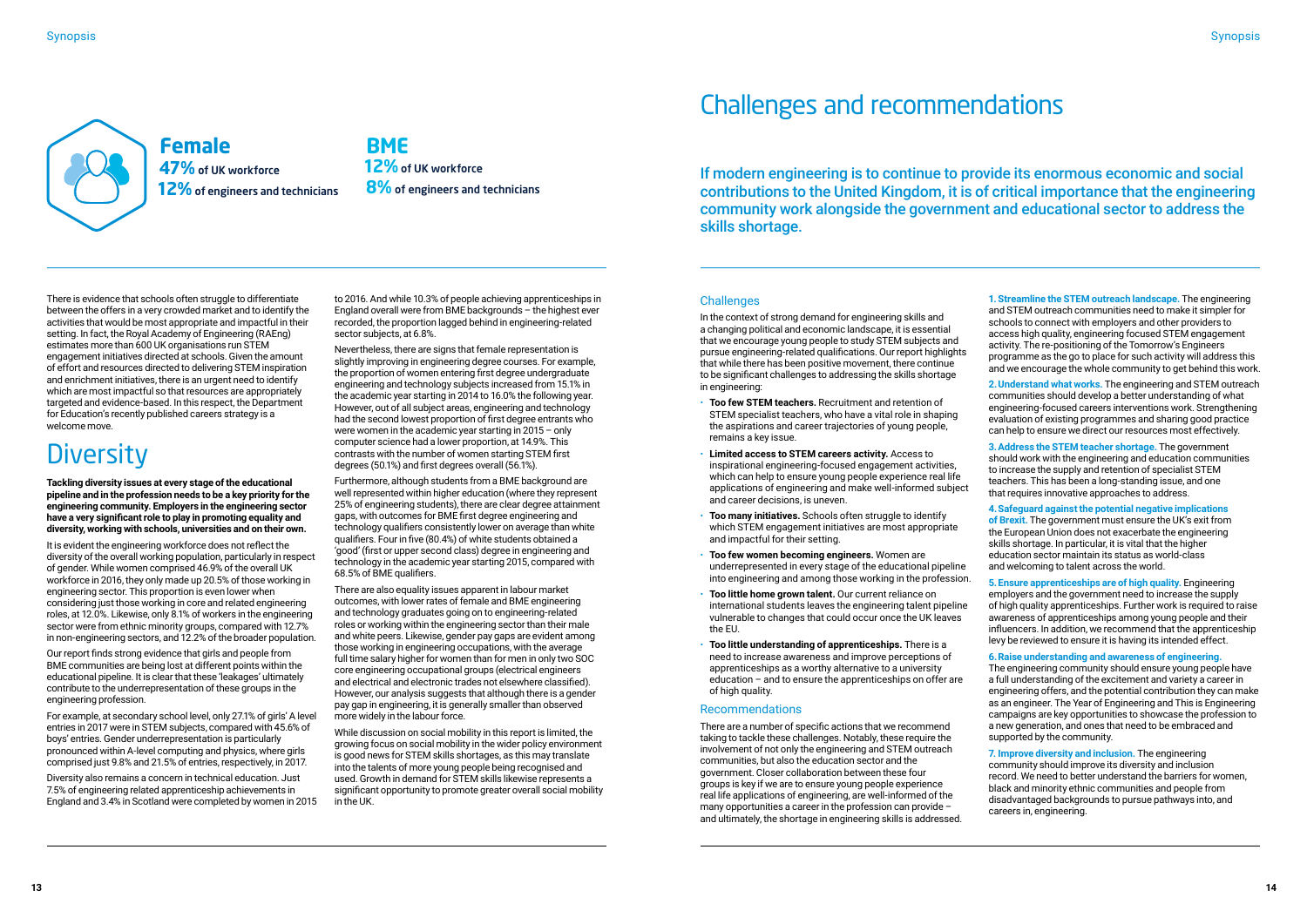**Female**
**47%** of UK workforce
**12%** of engineers and technicians

**BME**
**12%** of UK workforce
**8%** of engineers and technicians

There is evidence that schools often struggle to differentiate between the offers in a very crowded market and to identify the activities that would be most appropriate and impactful in their setting. In fact, the Royal Academy of Engineering (RAEng) estimates more than 600 UK organisations run STEM engagement initiatives directed at schools. Given the amount of effort and resources directed to delivering STEM inspiration and enrichment initiatives, there is an urgent need to identify which are most impactful so that resources are appropriately targeted and evidence-based. In this respect, the Department for Education's recently published careers strategy is a welcome move.

# Diversity

**Tackling diversity issues at every stage of the educational pipeline and in the profession needs to be a key priority for the engineering community. Employers in the engineering sector have a very significant role to play in promoting equality and diversity, working with schools, universities and on their own.**

It is evident the engineering workforce does not reflect the diversity of the overall working population, particularly in respect of gender. While women comprised 46.9% of the overall UK workforce in 2016, they only made up 20.5% of those working in engineering sector. This proportion is even lower when considering just those working in core and related engineering roles, at 12.0%. Likewise, only 8.1% of workers in the engineering sector were from ethnic minority groups, compared with 12.7% in non-engineering sectors, and 12.2% of the broader population.

Our report finds strong evidence that girls and people from BME communities are being lost at different points within the educational pipeline. It is clear that these 'leakages' ultimately contribute to the underrepresentation of these groups in the engineering profession.

For example, at secondary school level, only 27.1% of girls' A level entries in 2017 were in STEM subjects, compared with 45.6% of boys' entries. Gender underrepresentation is particularly pronounced within A-level computing and physics, where girls comprised just 9.8% and 21.5% of entries, respectively, in 2017.

Diversity also remains a concern in technical education. Just 7.5% of engineering related apprenticeship achievements in England and 3.4% in Scotland were completed by women in 2015 to 2016. And while 10.3% of people achieving apprenticeships in England overall were from BME backgrounds – the highest ever recorded, the proportion lagged behind in engineering-related sector subjects, at 6.8%.

Nevertheless, there are signs that female representation is slightly improving in engineering degree courses. For example, the proportion of women entering first degree undergraduate engineering and technology subjects increased from 15.1% in the academic year starting in 2014 to 16.0% the following year. However, out of all subject areas, engineering and technology had the second lowest proportion of first degree entrants who were women in the academic year starting in 2015 – only computer science had a lower proportion, at 14.9%. This contrasts with the number of women starting STEM first degrees (50.1%) and first degrees overall (56.1%).

Furthermore, although students from a BME background are well represented within higher education (where they represent 25% of engineering students), there are clear degree attainment gaps, with outcomes for BME first degree engineering and technology qualifiers consistently lower on average than white qualifiers. Four in five (80.4%) of white students obtained a 'good' (first or upper second class) degree in engineering and technology in the academic year starting 2015, compared with 68.5% of BME qualifiers.

There are also equality issues apparent in labour market outcomes, with lower rates of female and BME engineering and technology graduates going on to engineering-related roles or working within the engineering sector than their male and white peers. Likewise, gender pay gaps are evident among those working in engineering occupations, with the average full time salary higher for women than for men in only two SOC core engineering occupational groups (electrical engineers and electrical and electronic trades not elsewhere classified). However, our analysis suggests that although there is a gender pay gap in engineering, it is generally smaller than observed more widely in the labour force.

While discussion on social mobility in this report is limited, the growing focus on social mobility in the wider policy environment is good news for STEM skills shortages, as this may translate into the talents of more young people being recognised and used. Growth in demand for STEM skills likewise represents a significant opportunity to promote greater overall social mobility in the UK.

# Challenges and recommendations

If modern engineering is to continue to provide its enormous economic and social contributions to the United Kingdom, it is of critical importance that the engineering community work alongside the government and educational sector to address the skills shortage.

## Challenges

In the context of strong demand for engineering skills and a changing political and economic landscape, it is essential that we encourage young people to study STEM subjects and pursue engineering-related qualifications. Our report highlights that while there has been positive movement, there continue to be significant challenges to addressing the skills shortage in engineering:

- **Too few STEM teachers.** Recruitment and retention of STEM specialist teachers, who have a vital role in shaping the aspirations and career trajectories of young people, remains a key issue.
- **Limited access to STEM careers activity.** Access to inspirational engineering-focused engagement activities, which can help to ensure young people experience real life applications of engineering and make well-informed subject and career decisions, is uneven.
- **Too many initiatives.** Schools often struggle to identify which STEM engagement initiatives are most appropriate and impactful for their setting.
- **Too few women becoming engineers.** Women are underrepresented in every stage of the educational pipeline into engineering and among those working in the profession.
- **Too little home grown talent.** Our current reliance on international students leaves the engineering talent pipeline vulnerable to changes that could occur once the UK leaves the EU.
- **Too little understanding of apprenticeships.** There is a need to increase awareness and improve perceptions of apprenticeships as a worthy alternative to a university education – and to ensure the apprenticeships on offer are of high quality.

## Recommendations

There are a number of specific actions that we recommend taking to tackle these challenges. Notably, these require the involvement of not only the engineering and STEM outreach communities, but also the education sector and the government. Closer collaboration between these four groups is key if we are to ensure young people experience real life applications of engineering, are well-informed of the many opportunities a career in the profession can provide – and ultimately, the shortage in engineering skills is addressed.

**1. Streamline the STEM outreach landscape.** The engineering and STEM outreach communities need to make it simpler for schools to connect with employers and other providers to access high quality, engineering focused STEM engagement activity. The re-positioning of the Tomorrow's Engineers programme as the go to place for such activity will address this and we encourage the whole community to get behind this work.

**2. Understand what works.** The engineering and STEM outreach communities should develop a better understanding of what engineering-focused careers interventions work. Strengthening evaluation of existing programmes and sharing good practice can help to ensure we direct our resources most effectively.

**3. Address the STEM teacher shortage.** The government should work with the engineering and education communities to increase the supply and retention of specialist STEM teachers. This has been a long-standing issue, and one that requires innovative approaches to address.

**4. Safeguard against the potential negative implications of Brexit.** The government must ensure the UK's exit from the European Union does not exacerbate the engineering skills shortage. In particular, it is vital that the higher education sector maintain its status as world-class and welcoming to talent across the world.

**5. Ensure apprenticeships are of high quality.** Engineering employers and the government need to increase the supply of high quality apprenticeships. Further work is required to raise awareness of apprenticeships among young people and their influencers. In addition, we recommend that the apprenticeship levy be reviewed to ensure it is having its intended effect.

**6. Raise understanding and awareness of engineering.** The engineering community should ensure young people have a full understanding of the excitement and variety a career in engineering offers, and the potential contribution they can make as an engineer. The Year of Engineering and This is Engineering campaigns are key opportunities to showcase the profession to a new generation, and ones that need to be embraced and supported by the community.

**7. Improve diversity and inclusion.** The engineering community should improve its diversity and inclusion record. We need to better understand the barriers for women, black and minority ethnic communities and people from disadvantaged backgrounds to pursue pathways into, and careers in, engineering.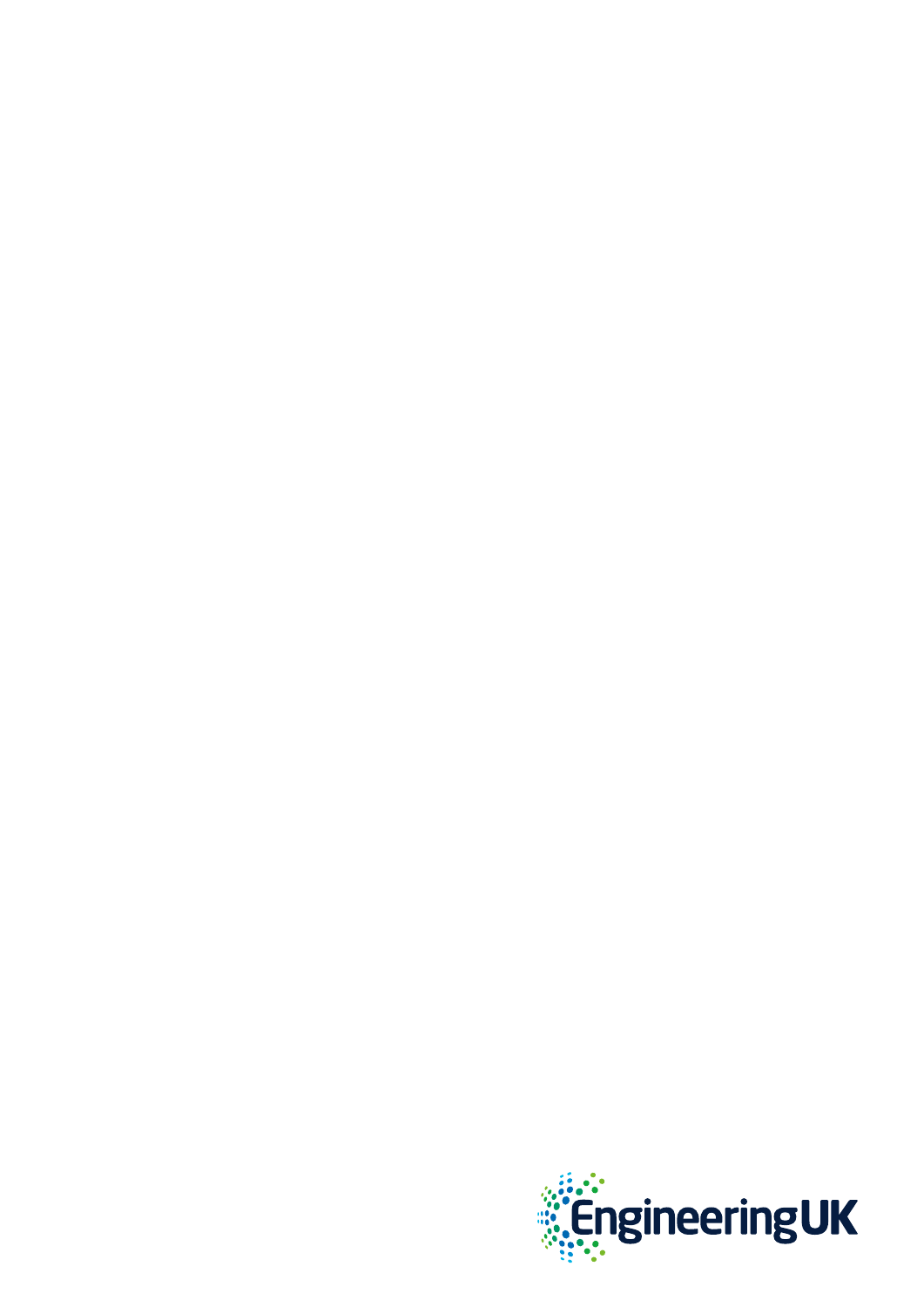EngineeringUK